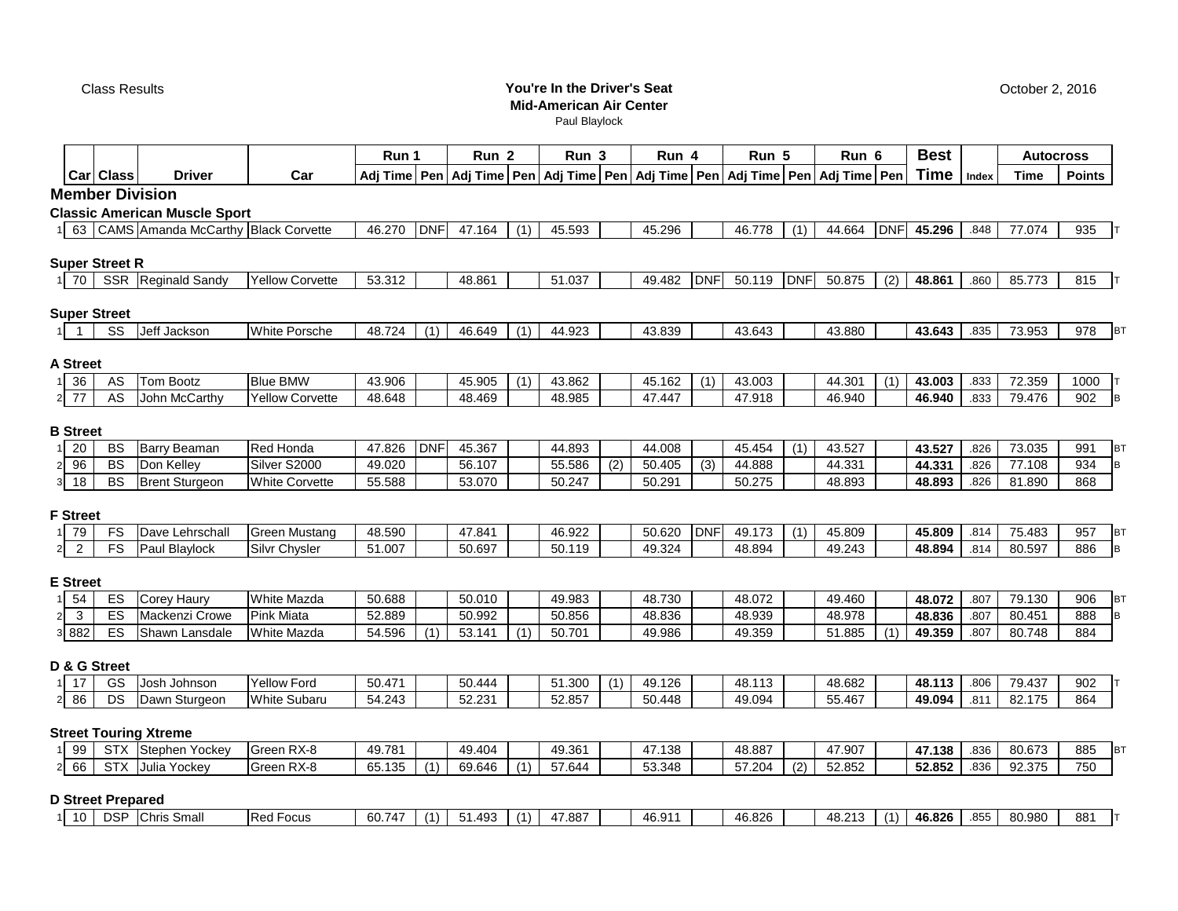Class Results

**You're In the Driver's Seat**
**Mid-American Air Center**
Paul Blaylock

October 2, 2016

| | Car | Class | Driver | Car | Run 1 | | Run 2 | | Run 3 | | Run 4 | | Run 5 | | Run 6 | | Best | | Autocross | | |
|---|---|---|---|---|---|---|---|---|---|---|---|---|---|---|---|---|---|---|---|---|---|
| | | | | | Adj Time | Pen | Adj Time | Pen | Adj Time | Pen | Adj Time | Pen | Adj Time | Pen | Adj Time | Pen | Time | Index | Time | Points | |
| **Member Division** | | | | | | | | | | | | | | | | | | | | | |
| **Classic American Muscle Sport** | | | | | | | | | | | | | | | | | | | | | |
| 1 | 63 | CAMS | Amanda McCarthy | Black Corvette | 46.270 | DNF | 47.164 | (1) | 45.593 | | 45.296 | | 46.778 | (1) | 44.664 | DNF | **45.296** | .848 | 77.074 | 935 | T |
| **Super Street R** | | | | | | | | | | | | | | | | | | | | | |
| 1 | 70 | SSR | Reginald Sandy | Yellow Corvette | 53.312 | | 48.861 | | 51.037 | | 49.482 | DNF | 50.119 | DNF | 50.875 | (2) | **48.861** | .860 | 85.773 | 815 | T |
| **Super Street** | | | | | | | | | | | | | | | | | | | | | |
| 1 | 1 | SS | Jeff Jackson | White Porsche | 48.724 | (1) | 46.649 | (1) | 44.923 | | 43.839 | | 43.643 | | 43.880 | | **43.643** | .835 | 73.953 | 978 | BT |
| **A Street** | | | | | | | | | | | | | | | | | | | | | |
| 1 | 36 | AS | Tom Bootz | Blue BMW | 43.906 | | 45.905 | (1) | 43.862 | | 45.162 | (1) | 43.003 | | 44.301 | (1) | **43.003** | .833 | 72.359 | 1000 | T |
| 2 | 77 | AS | John McCarthy | Yellow Corvette | 48.648 | | 48.469 | | 48.985 | | 47.447 | | 47.918 | | 46.940 | | **46.940** | .833 | 79.476 | 902 | B |
| **B Street** | | | | | | | | | | | | | | | | | | | | | |
| 1 | 20 | BS | Barry Beaman | Red Honda | 47.826 | DNF | 45.367 | | 44.893 | | 44.008 | | 45.454 | (1) | 43.527 | | **43.527** | .826 | 73.035 | 991 | BT |
| 2 | 96 | BS | Don Kelley | Silver S2000 | 49.020 | | 56.107 | | 55.586 | (2) | 50.405 | (3) | 44.888 | | 44.331 | | **44.331** | .826 | 77.108 | 934 | B |
| 3 | 18 | BS | Brent Sturgeon | White Corvette | 55.588 | | 53.070 | | 50.247 | | 50.291 | | 50.275 | | 48.893 | | **48.893** | .826 | 81.890 | 868 | |
| **F Street** | | | | | | | | | | | | | | | | | | | | | |
| 1 | 79 | FS | Dave Lehrschall | Green Mustang | 48.590 | | 47.841 | | 46.922 | | 50.620 | DNF | 49.173 | (1) | 45.809 | | **45.809** | .814 | 75.483 | 957 | BT |
| 2 | 2 | FS | Paul Blaylock | Silvr Chysler | 51.007 | | 50.697 | | 50.119 | | 49.324 | | 48.894 | | 49.243 | | **48.894** | .814 | 80.597 | 886 | B |
| **E Street** | | | | | | | | | | | | | | | | | | | | | |
| 1 | 54 | ES | Corey Haury | White Mazda | 50.688 | | 50.010 | | 49.983 | | 48.730 | | 48.072 | | 49.460 | | **48.072** | .807 | 79.130 | 906 | BT |
| 2 | 3 | ES | Mackenzi Crowe | Pink Miata | 52.889 | | 50.992 | | 50.856 | | 48.836 | | 48.939 | | 48.978 | | **48.836** | .807 | 80.451 | 888 | B |
| 3 | 882 | ES | Shawn Lansdale | White Mazda | 54.596 | (1) | 53.141 | (1) | 50.701 | | 49.986 | | 49.359 | | 51.885 | (1) | **49.359** | .807 | 80.748 | 884 | |
| **D & G Street** | | | | | | | | | | | | | | | | | | | | | |
| 1 | 17 | GS | Josh Johnson | Yellow Ford | 50.471 | | 50.444 | | 51.300 | (1) | 49.126 | | 48.113 | | 48.682 | | **48.113** | .806 | 79.437 | 902 | T |
| 2 | 86 | DS | Dawn Sturgeon | White Subaru | 54.243 | | 52.231 | | 52.857 | | 50.448 | | 49.094 | | 55.467 | | **49.094** | .811 | 82.175 | 864 | |
| **Street Touring Xtreme** | | | | | | | | | | | | | | | | | | | | | |
| 1 | 99 | STX | Stephen Yockey | Green RX-8 | 49.781 | | 49.404 | | 49.361 | | 47.138 | | 48.887 | | 47.907 | | **47.138** | .836 | 80.673 | 885 | BT |
| 2 | 66 | STX | Julia Yockey | Green RX-8 | 65.135 | (1) | 69.646 | (1) | 57.644 | | 53.348 | | 57.204 | (2) | 52.852 | | **52.852** | .836 | 92.375 | 750 | |
| **D Street Prepared** | | | | | | | | | | | | | | | | | | | | | |
| 1 | 10 | DSP | Chris Small | Red Focus | 60.747 | (1) | 51.493 | (1) | 47.887 | | 46.911 | | 46.826 | | 48.213 | (1) | **46.826** | .855 | 80.980 | 881 | T |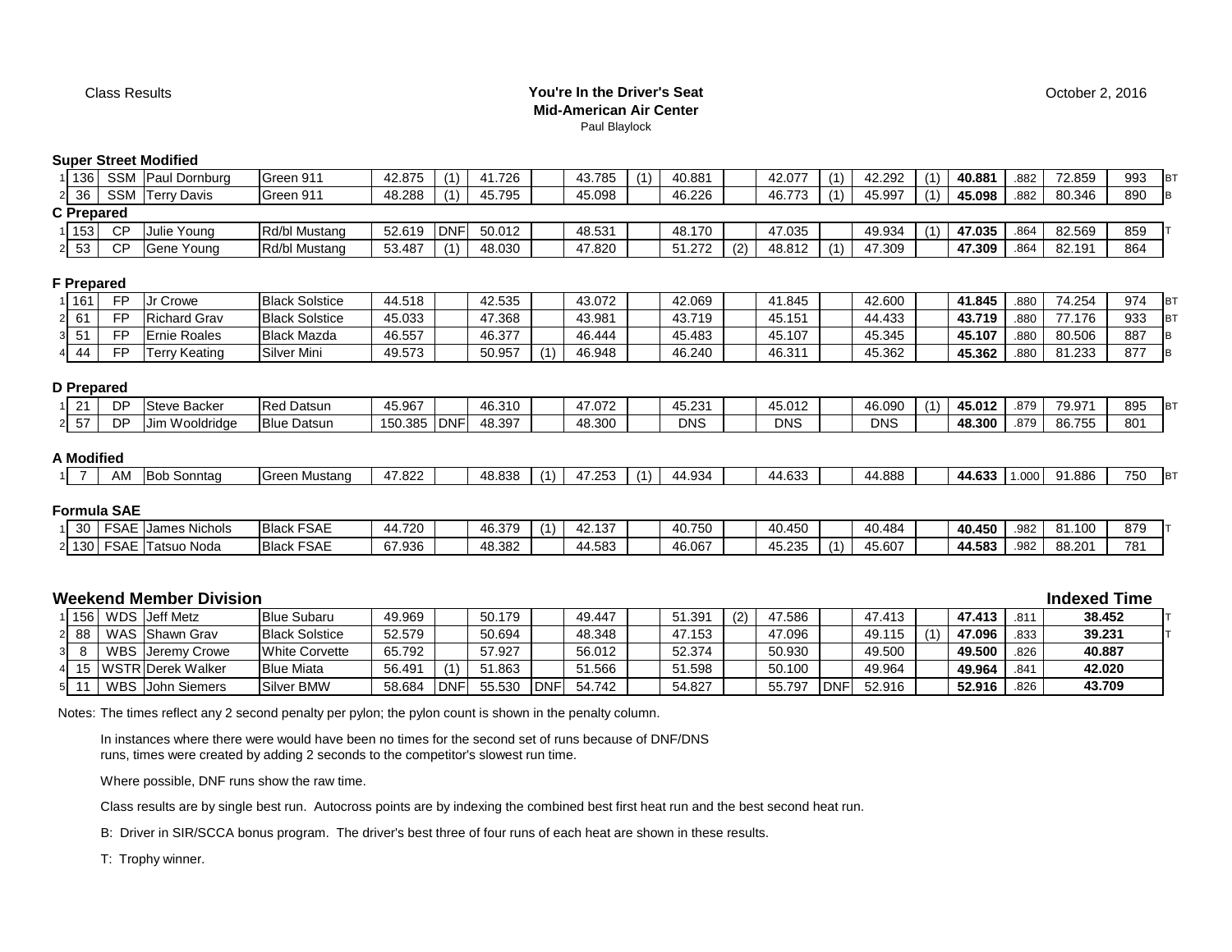Class Results

**You're In the Driver's Seat**
**Mid-American Air Center**
Paul Blaylock

October 2, 2016

**Super Street Modified**

| | | | | | | | | | | | | | | | | | | | | | |
|---|---|---|---|---|---|---|---|---|---|---|---|---|---|---|---|---|---|---|---|---|---|
| 1 | 136 | SSM | Paul Dornburg | Green 911 | 42.875 | (1) | 41.726 | | 43.785 | (1) | 40.881 | | 42.077 | (1) | 42.292 | (1) | **40.881** | .882 | 72.859 | 993 | BT |
| 2 | 36 | SSM | Terry Davis | Green 911 | 48.288 | (1) | 45.795 | | 45.098 | | 46.226 | | 46.773 | (1) | 45.997 | (1) | **45.098** | .882 | 80.346 | 890 | B |

**C Prepared**

| | | | | | | | | | | | | | | | | | | | | | |
|---|---|---|---|---|---|---|---|---|---|---|---|---|---|---|---|---|---|---|---|---|---|
| 1 | 153 | CP | Julie Young | Rd/bl Mustang | 52.619 | DNF | 50.012 | | 48.531 | | 48.170 | | 47.035 | | 49.934 | (1) | **47.035** | .864 | 82.569 | 859 | T |
| 2 | 53 | CP | Gene Young | Rd/bl Mustang | 53.487 | (1) | 48.030 | | 47.820 | | 51.272 | (2) | 48.812 | (1) | 47.309 | | **47.309** | .864 | 82.191 | 864 | |

**F Prepared**

| | | | | | | | | | | | | | | | | | | | | | |
|---|---|---|---|---|---|---|---|---|---|---|---|---|---|---|---|---|---|---|---|---|---|
| 1 | 161 | FP | Jr Crowe | Black Solstice | 44.518 | | 42.535 | | 43.072 | | 42.069 | | 41.845 | | 42.600 | | **41.845** | .880 | 74.254 | 974 | BT |
| 2 | 61 | FP | Richard Grav | Black Solstice | 45.033 | | 47.368 | | 43.981 | | 43.719 | | 45.151 | | 44.433 | | **43.719** | .880 | 77.176 | 933 | BT |
| 3 | 51 | FP | Ernie Roales | Black Mazda | 46.557 | | 46.377 | | 46.444 | | 45.483 | | 45.107 | | 45.345 | | **45.107** | .880 | 80.506 | 887 | B |
| 4 | 44 | FP | Terry Keating | Silver Mini | 49.573 | | 50.957 | (1) | 46.948 | | 46.240 | | 46.311 | | 45.362 | | **45.362** | .880 | 81.233 | 877 | B |

**D Prepared**

| | | | | | | | | | | | | | | | | | | | | | |
|---|---|---|---|---|---|---|---|---|---|---|---|---|---|---|---|---|---|---|---|---|---|
| 1 | 21 | DP | Steve Backer | Red Datsun | 45.967 | | 46.310 | | 47.072 | | 45.231 | | 45.012 | | 46.090 | (1) | **45.012** | .879 | 79.971 | 895 | BT |
| 2 | 57 | DP | Jim Wooldridge | Blue Datsun | 150.385 | DNF | 48.397 | | 48.300 | | DNS | | DNS | | DNS | | **48.300** | .879 | 86.755 | 801 | |

**A Modified**

| | | | | | | | | | | | | | | | | | | | | | |
|---|---|---|---|---|---|---|---|---|---|---|---|---|---|---|---|---|---|---|---|---|---|
| 1 | 7 | AM | Bob Sonntag | Green Mustang | 47.822 | | 48.838 | (1) | 47.253 | (1) | 44.934 | | 44.633 | | 44.888 | | **44.633** | 1.000 | 91.886 | 750 | BT |

**Formula SAE**

| | | | | | | | | | | | | | | | | | | | | | |
|---|---|---|---|---|---|---|---|---|---|---|---|---|---|---|---|---|---|---|---|---|---|
| 1 | 30 | FSAE | James Nichols | Black FSAE | 44.720 | | 46.379 | (1) | 42.137 | | 40.750 | | 40.450 | | 40.484 | | **40.450** | .982 | 81.100 | 879 | T |
| 2 | 130 | FSAE | Tatsuo Noda | Black FSAE | 67.936 | | 48.382 | | 44.583 | | 46.067 | | 45.235 | (1) | 45.607 | | **44.583** | .982 | 88.201 | 781 | |

**Weekend Member Division**

| | | | | | | | | | | | | | | | | | | | | |
|---|---|---|---|---|---|---|---|---|---|---|---|---|---|---|---|---|---|---|---|---|
| | | | | | | | | | | | | | | | | | | | **Indexed Time** | |
| 1 | 156 | WDS | Jeff Metz | Blue Subaru | 49.969 | | 50.179 | | 49.447 | | 51.391 | (2) | 47.586 | | 47.413 | | **47.413** | .811 | **38.452** | T |
| 2 | 88 | WAS | Shawn Grav | Black Solstice | 52.579 | | 50.694 | | 48.348 | | 47.153 | | 47.096 | | 49.115 | (1) | **47.096** | .833 | **39.231** | T |
| 3 | 8 | WBS | Jeremy Crowe | White Corvette | 65.792 | | 57.927 | | 56.012 | | 52.374 | | 50.930 | | 49.500 | | **49.500** | .826 | **40.887** | |
| 4 | 15 | WSTR | Derek Walker | Blue Miata | 56.491 | (1) | 51.863 | | 51.566 | | 51.598 | | 50.100 | | 49.964 | | **49.964** | .841 | **42.020** | |
| 5 | 11 | WBS | John Siemers | Silver BMW | 58.684 | DNF | 55.530 | DNF | 54.742 | | 54.827 | | 55.797 | DNF | 52.916 | | **52.916** | .826 | **43.709** | |

Notes: The times reflect any 2 second penalty per pylon; the pylon count is shown in the penalty column.

In instances where there were would have been no times for the second set of runs because of DNF/DNS runs, times were created by adding 2 seconds to the competitor's slowest run time.

Where possible, DNF runs show the raw time.

Class results are by single best run. Autocross points are by indexing the combined best first heat run and the best second heat run.

B: Driver in SIR/SCCA bonus program. The driver's best three of four runs of each heat are shown in these results.

T: Trophy winner.